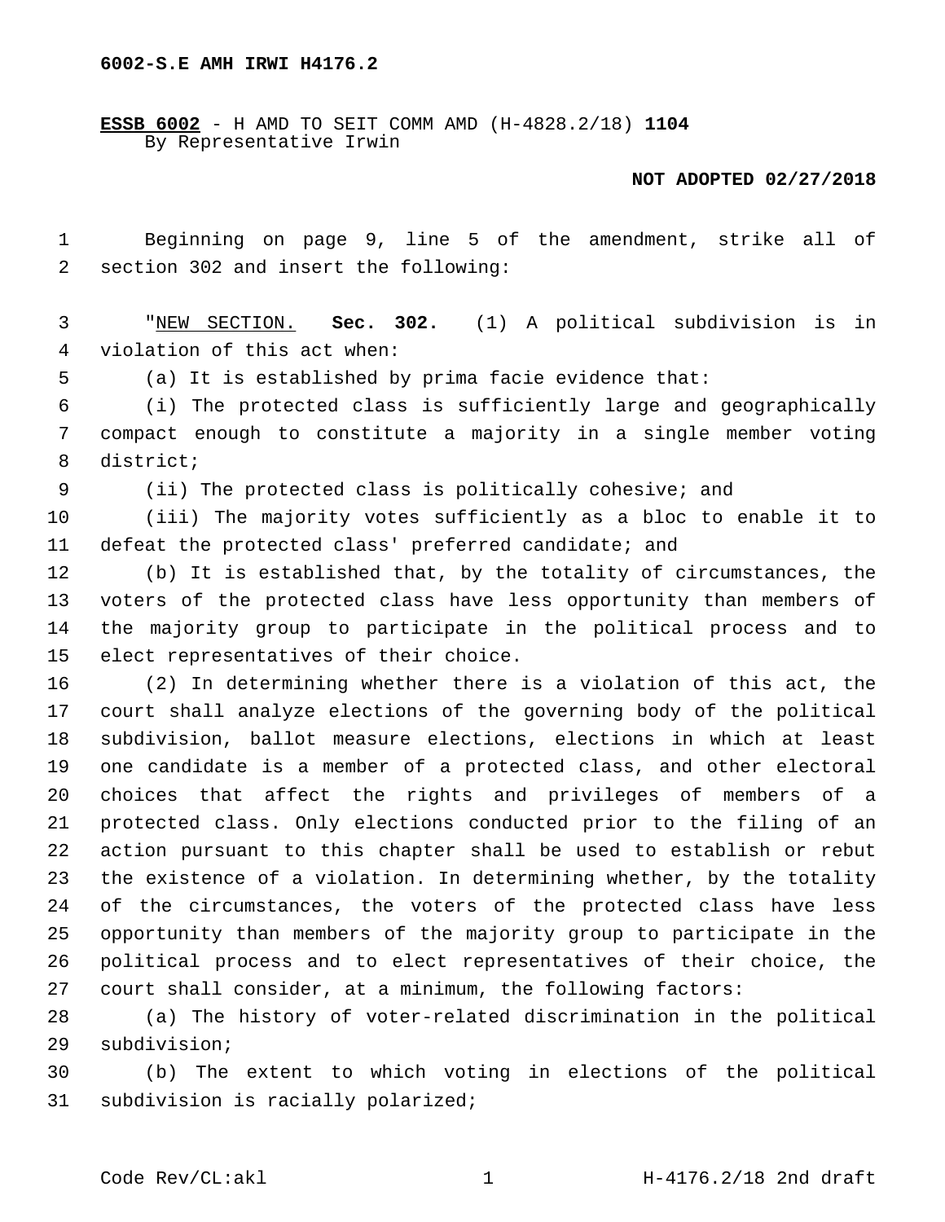6002-S.E AMH IRWI H4176.2

**ESSB 6002** - H AMD TO SEIT COMM AMD (H-4828.2/18) **1104**
By Representative Irwin

**NOT ADOPTED 02/27/2018**

Beginning on page 9, line 5 of the amendment, strike all of section 302 and insert the following:

"NEW SECTION. **Sec. 302.** (1) A political subdivision is in violation of this act when:

(a) It is established by prima facie evidence that:

(i) The protected class is sufficiently large and geographically compact enough to constitute a majority in a single member voting district;

(ii) The protected class is politically cohesive; and

(iii) The majority votes sufficiently as a bloc to enable it to defeat the protected class' preferred candidate; and

(b) It is established that, by the totality of circumstances, the voters of the protected class have less opportunity than members of the majority group to participate in the political process and to elect representatives of their choice.

(2) In determining whether there is a violation of this act, the court shall analyze elections of the governing body of the political subdivision, ballot measure elections, elections in which at least one candidate is a member of a protected class, and other electoral choices that affect the rights and privileges of members of a protected class. Only elections conducted prior to the filing of an action pursuant to this chapter shall be used to establish or rebut the existence of a violation. In determining whether, by the totality of the circumstances, the voters of the protected class have less opportunity than members of the majority group to participate in the political process and to elect representatives of their choice, the court shall consider, at a minimum, the following factors:

(a) The history of voter-related discrimination in the political subdivision;

(b) The extent to which voting in elections of the political subdivision is racially polarized;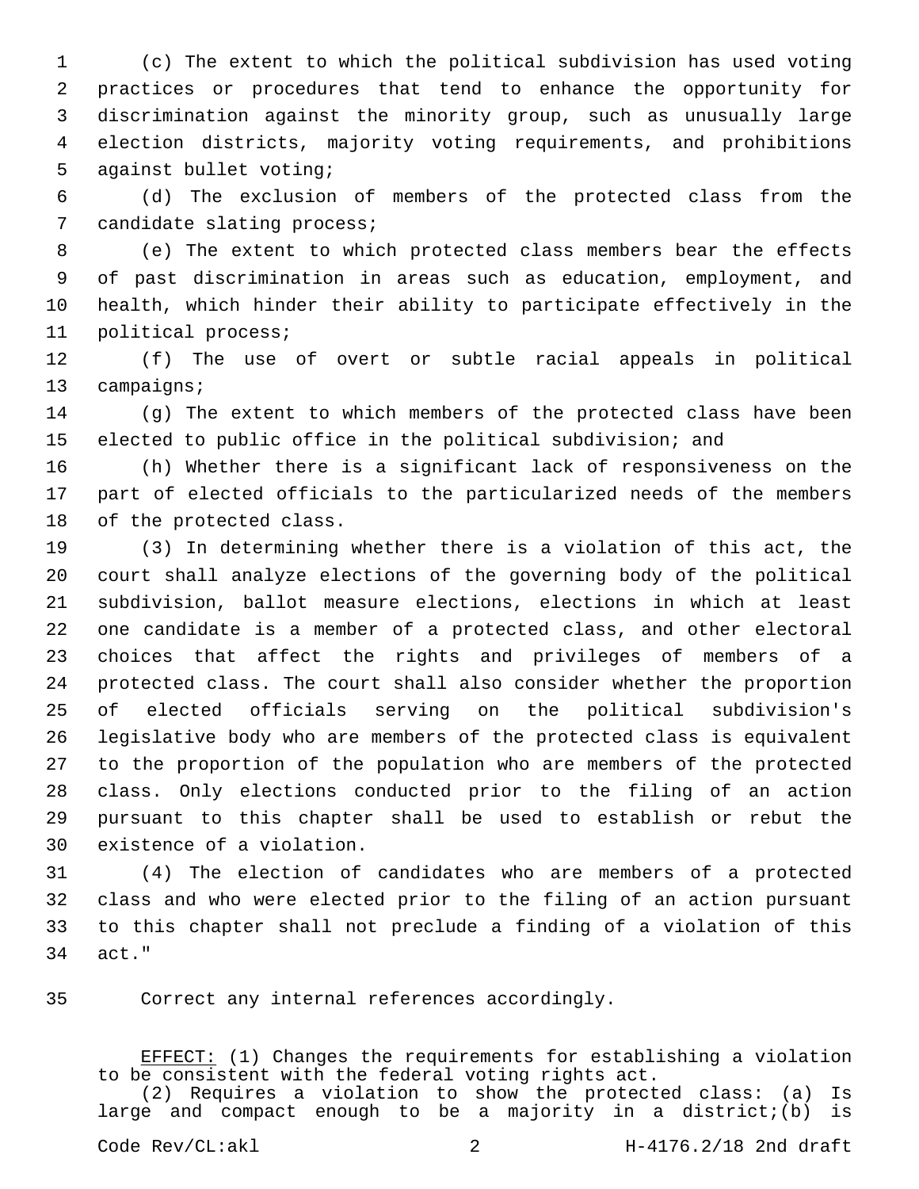(c) The extent to which the political subdivision has used voting practices or procedures that tend to enhance the opportunity for discrimination against the minority group, such as unusually large election districts, majority voting requirements, and prohibitions against bullet voting;

(d) The exclusion of members of the protected class from the candidate slating process;

(e) The extent to which protected class members bear the effects of past discrimination in areas such as education, employment, and health, which hinder their ability to participate effectively in the political process;

(f) The use of overt or subtle racial appeals in political campaigns;

(g) The extent to which members of the protected class have been elected to public office in the political subdivision; and

(h) Whether there is a significant lack of responsiveness on the part of elected officials to the particularized needs of the members of the protected class.

(3) In determining whether there is a violation of this act, the court shall analyze elections of the governing body of the political subdivision, ballot measure elections, elections in which at least one candidate is a member of a protected class, and other electoral choices that affect the rights and privileges of members of a protected class. The court shall also consider whether the proportion of elected officials serving on the political subdivision's legislative body who are members of the protected class is equivalent to the proportion of the population who are members of the protected class. Only elections conducted prior to the filing of an action pursuant to this chapter shall be used to establish or rebut the existence of a violation.

(4) The election of candidates who are members of a protected class and who were elected prior to the filing of an action pursuant to this chapter shall not preclude a finding of a violation of this act."

Correct any internal references accordingly.

<u>EFFECT:</u> (1) Changes the requirements for establishing a violation to be consistent with the federal voting rights act.

(2) Requires a violation to show the protected class: (a) Is large and compact enough to be a majority in a district;(b) is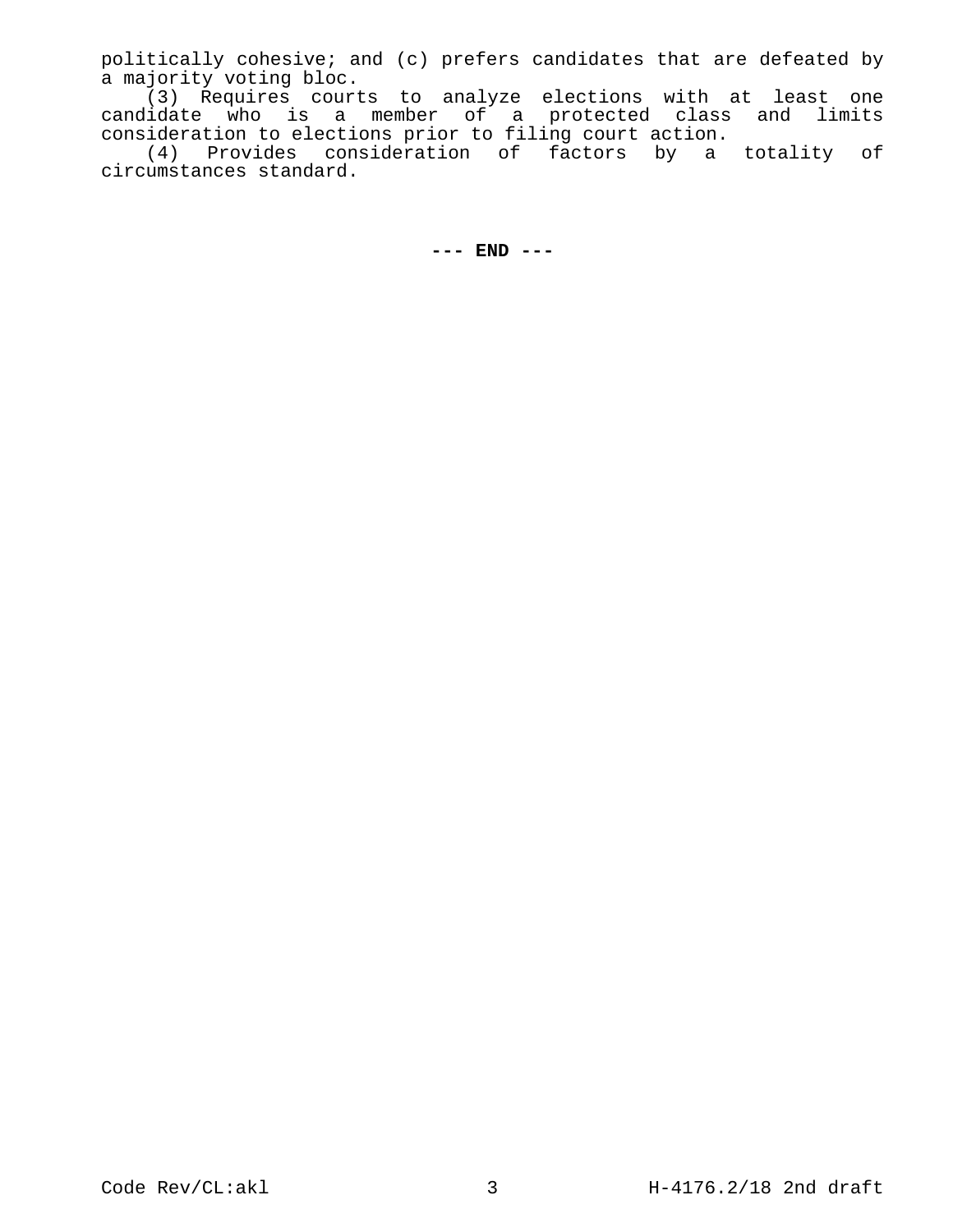politically cohesive; and (c) prefers candidates that are defeated by a majority voting bloc.

(3) Requires courts to analyze elections with at least one candidate who is a member of a protected class and limits consideration to elections prior to filing court action.

(4) Provides consideration of factors by a totality of circumstances standard.

**--- END ---**